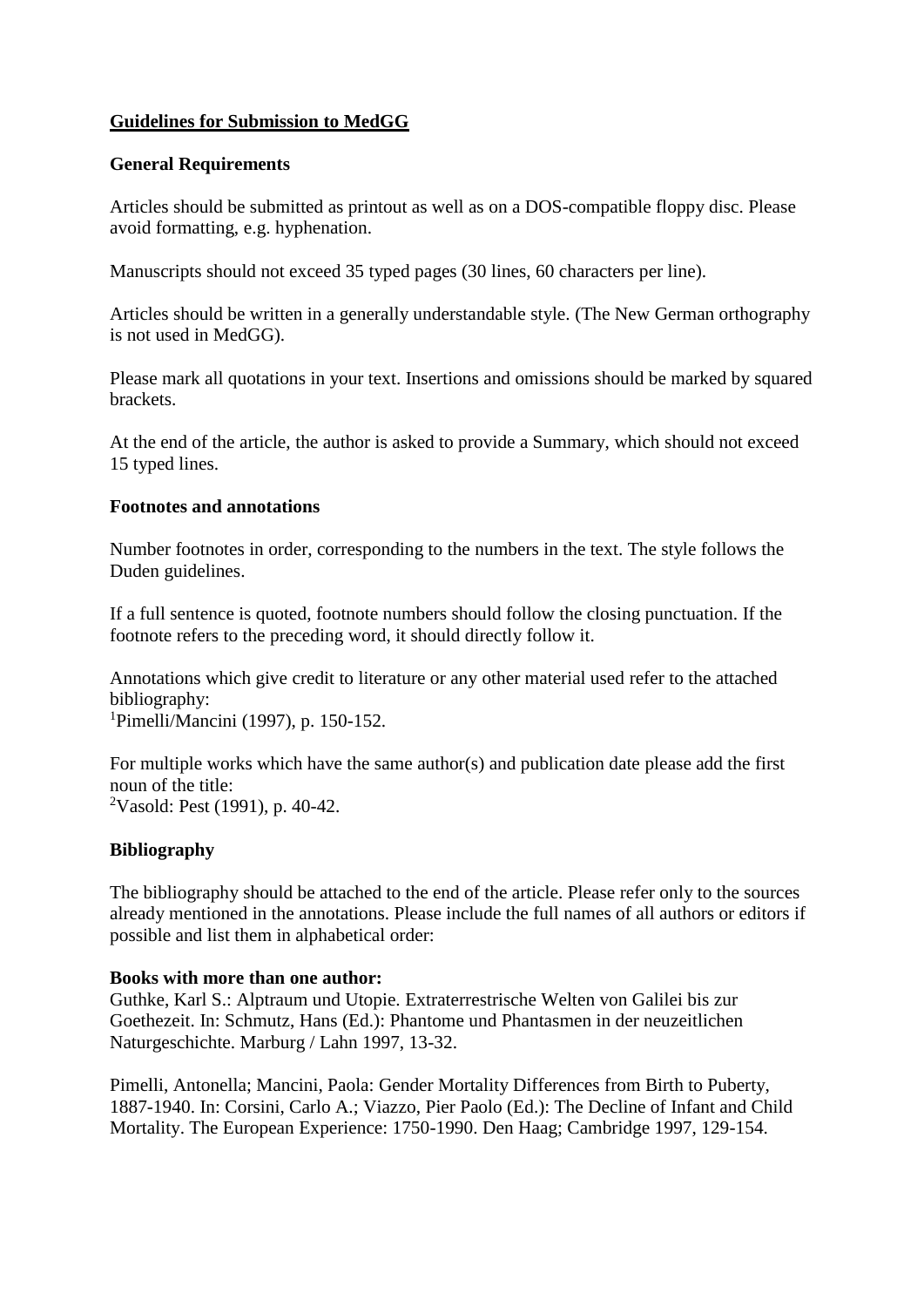# Guidelines for Submission to MedGG

## General Requirements

Articles should be submitted as printout as well as on a DOS-compatible floppy disc. Please avoid formatting, e.g. hyphenation.

Manuscripts should not exceed 35 typed pages (30 lines, 60 characters per line).

Articles should be written in a generally understandable style. (The New German orthography is not used in MedGG).

Please mark all quotations in your text. Insertions and omissions should be marked by squared brackets.

At the end of the article, the author is asked to provide a Summary, which should not exceed 15 typed lines.

## Footnotes and annotations

Number footnotes in order, corresponding to the numbers in the text. The style follows the Duden guidelines.

If a full sentence is quoted, footnote numbers should follow the closing punctuation. If the footnote refers to the preceding word, it should directly follow it.

Annotations which give credit to literature or any other material used refer to the attached bibliography:
[1]Pimelli/Mancini (1997), p. 150-152.

For multiple works which have the same author(s) and publication date please add the first noun of the title:
[2]Vasold: Pest (1991), p. 40-42.

## Bibliography

The bibliography should be attached to the end of the article. Please refer only to the sources already mentioned in the annotations. Please include the full names of all authors or editors if possible and list them in alphabetical order:

**Books with more than one author:**
Guthke, Karl S.: Alptraum und Utopie. Extraterrestrische Welten von Galilei bis zur Goethezeit. In: Schmutz, Hans (Ed.): Phantome und Phantasmen in der neuzeitlichen Naturgeschichte. Marburg / Lahn 1997, 13-32.

Pimelli, Antonella; Mancini, Paola: Gender Mortality Differences from Birth to Puberty, 1887-1940. In: Corsini, Carlo A.; Viazzo, Pier Paolo (Ed.): The Decline of Infant and Child Mortality. The European Experience: 1750-1990. Den Haag; Cambridge 1997, 129-154.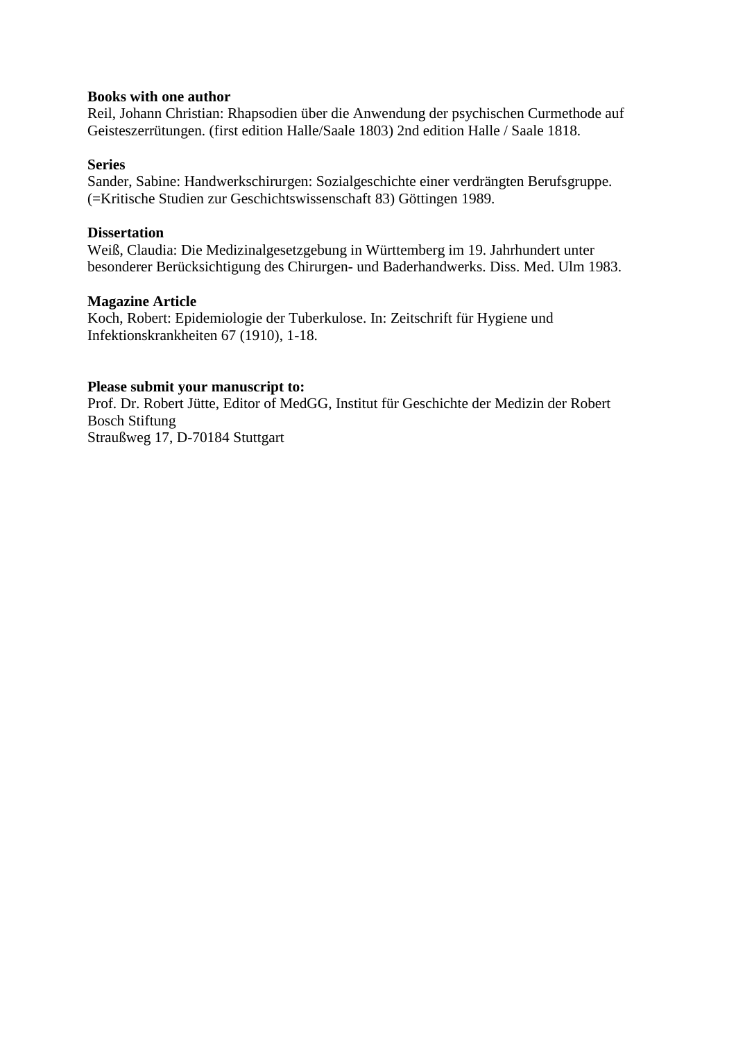**Books with one author**
Reil, Johann Christian: Rhapsodien über die Anwendung der psychischen Curmethode auf Geisteszerrütungen. (first edition Halle/Saale 1803) 2nd edition Halle / Saale 1818.

**Series**
Sander, Sabine: Handwerkschirurgen: Sozialgeschichte einer verdrängten Berufsgruppe. (=Kritische Studien zur Geschichtswissenschaft 83) Göttingen 1989.

**Dissertation**
Weiß, Claudia: Die Medizinalgesetzgebung in Württemberg im 19. Jahrhundert unter besonderer Berücksichtigung des Chirurgen- und Baderhandwerks. Diss. Med. Ulm 1983.

**Magazine Article**
Koch, Robert: Epidemiologie der Tuberkulose. In: Zeitschrift für Hygiene und Infektionskrankheiten 67 (1910), 1-18.

**Please submit your manuscript to:**
Prof. Dr. Robert Jütte, Editor of MedGG, Institut für Geschichte der Medizin der Robert Bosch Stiftung
Straußweg 17, D-70184 Stuttgart